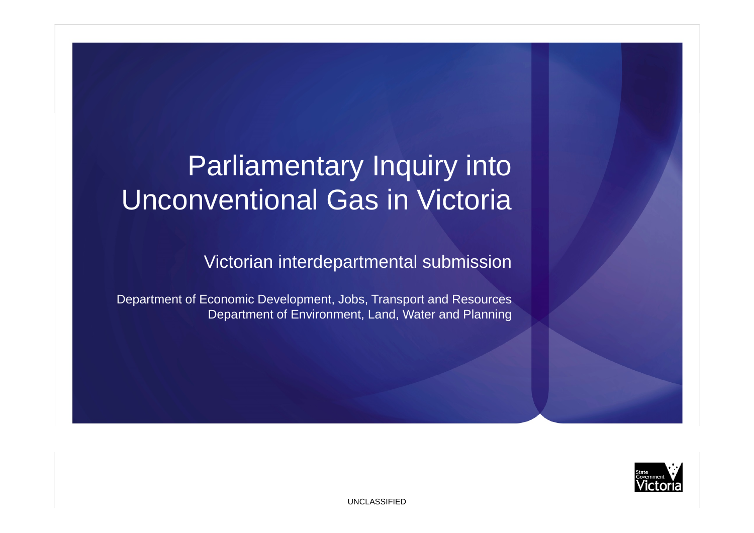# Parliamentary Inquiry into Unconventional Gas in Victoria

## Victorian interdepartmental submission

Department of Economic Development, Jobs, Transport and Resources
Department of Environment, Land, Water and Planning

UNCLASSIFIED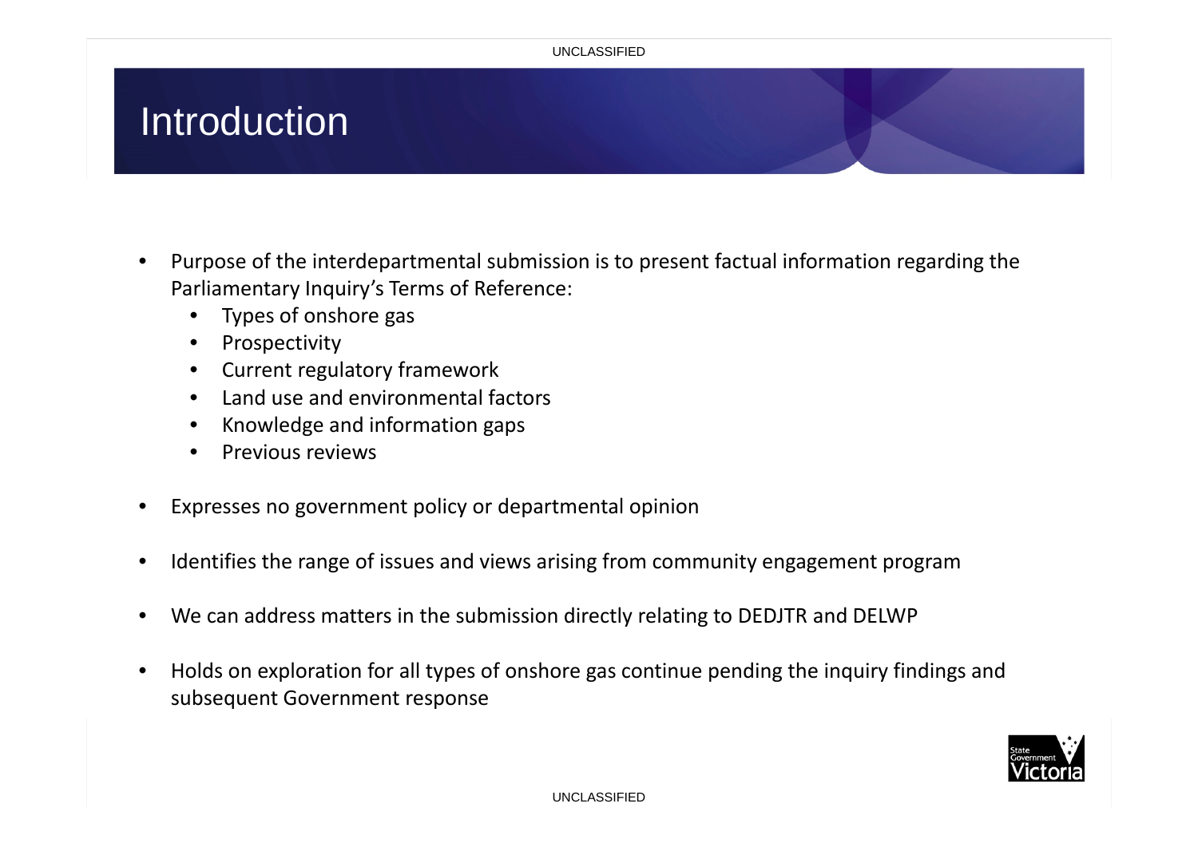# Introduction

- Purpose of the interdepartmental submission is to present factual information regarding the Parliamentary Inquiry's Terms of Reference:
  - Types of onshore gas
  - Prospectivity
  - Current regulatory framework
  - Land use and environmental factors
  - Knowledge and information gaps
  - Previous reviews
- Expresses no government policy or departmental opinion
- Identifies the range of issues and views arising from community engagement program
- We can address matters in the submission directly relating to DEDJTR and DELWP
- Holds on exploration for all types of onshore gas continue pending the inquiry findings and subsequent Government response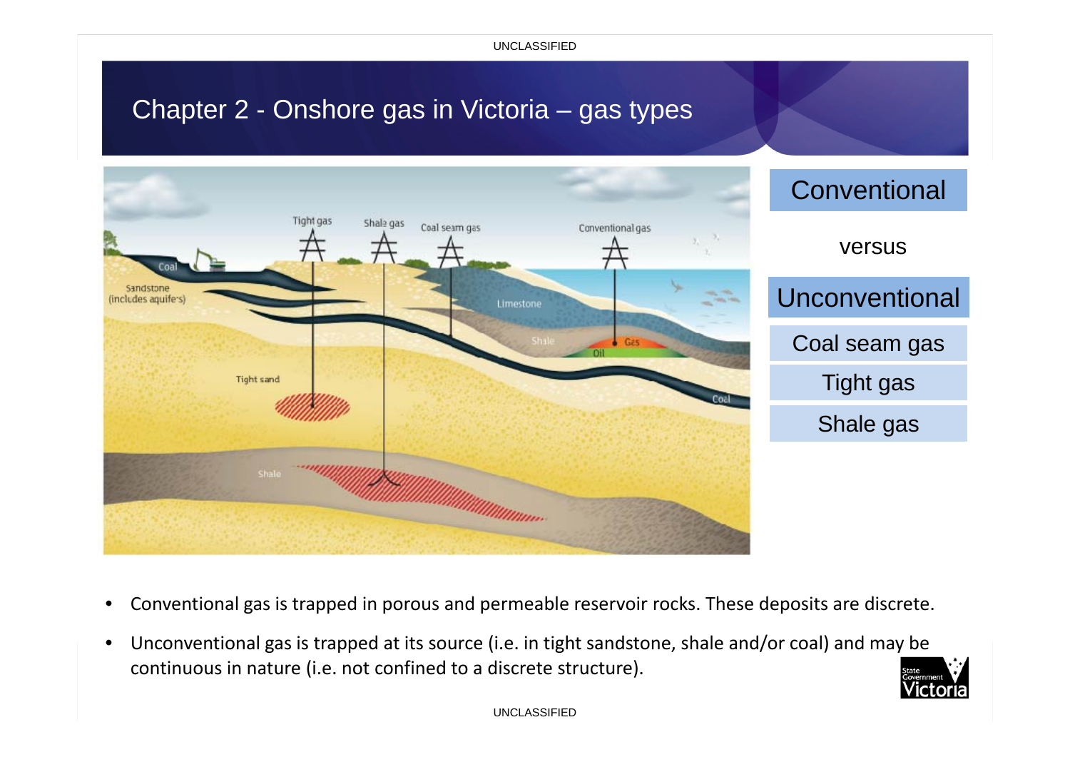# Chapter 2 - Onshore gas in Victoria – gas types

Conventional

versus

Unconventional

- Coal seam gas
- Tight gas
- Shale gas

- Conventional gas is trapped in porous and permeable reservoir rocks. These deposits are discrete.
- Unconventional gas is trapped at its source (i.e. in tight sandstone, shale and/or coal) and may be continuous in nature (i.e. not confined to a discrete structure).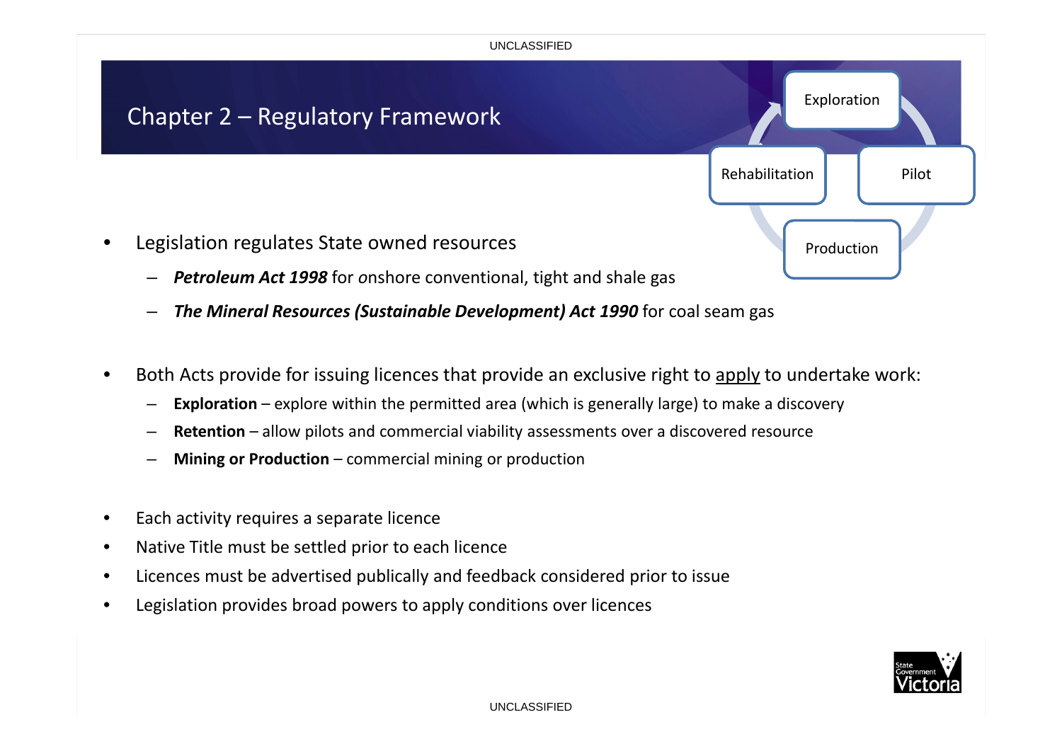# Chapter 2 – Regulatory Framework

Exploration

Pilot

Production

Rehabilitation

- Legislation regulates State owned resources
  - ***Petroleum Act 1998*** for *o*nshore conventional, tight and shale gas
  - ***The Mineral Resources (Sustainable Development) Act 1990*** for coal seam gas

- Both Acts provide for issuing licences that provide an exclusive right to <u>apply</u> to undertake work:
  - **Exploration** – explore within the permitted area (which is generally large) to make a discovery
  - **Retention** – allow pilots and commercial viability assessments over a discovered resource
  - **Mining or Production** – commercial mining or production

- Each activity requires a separate licence
- Native Title must be settled prior to each licence
- Licences must be advertised publically and feedback considered prior to issue
- Legislation provides broad powers to apply conditions over licences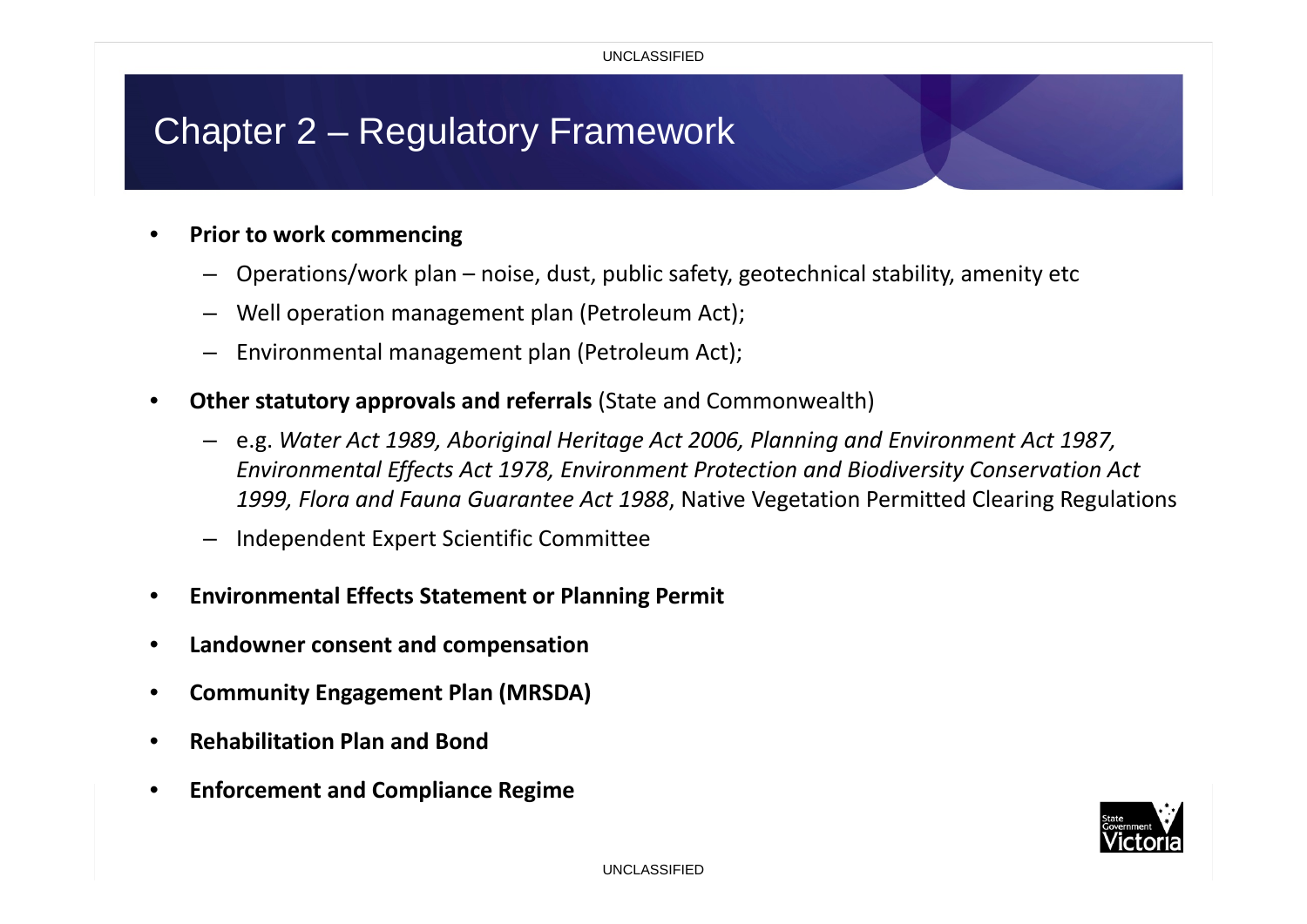# Chapter 2 – Regulatory Framework

- **Prior to work commencing**
  - Operations/work plan – noise, dust, public safety, geotechnical stability, amenity etc
  - Well operation management plan (Petroleum Act);
  - Environmental management plan (Petroleum Act);
- **Other statutory approvals and referrals** (State and Commonwealth)
  - e.g. *Water Act 1989, Aboriginal Heritage Act 2006, Planning and Environment Act 1987, Environmental Effects Act 1978, Environment Protection and Biodiversity Conservation Act 1999, Flora and Fauna Guarantee Act 1988*, Native Vegetation Permitted Clearing Regulations
  - Independent Expert Scientific Committee
- **Environmental Effects Statement or Planning Permit**
- **Landowner consent and compensation**
- **Community Engagement Plan (MRSDA)**
- **Rehabilitation Plan and Bond**
- **Enforcement and Compliance Regime**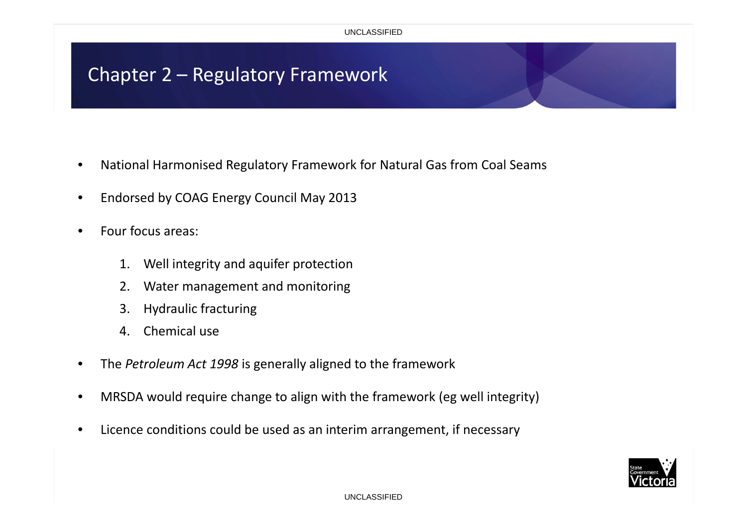# Chapter 2 – Regulatory Framework

- National Harmonised Regulatory Framework for Natural Gas from Coal Seams
- Endorsed by COAG Energy Council May 2013
- Four focus areas:
    1. Well integrity and aquifer protection
    2. Water management and monitoring
    3. Hydraulic fracturing
    4. Chemical use
- The *Petroleum Act 1998* is generally aligned to the framework
- MRSDA would require change to align with the framework (eg well integrity)
- Licence conditions could be used as an interim arrangement, if necessary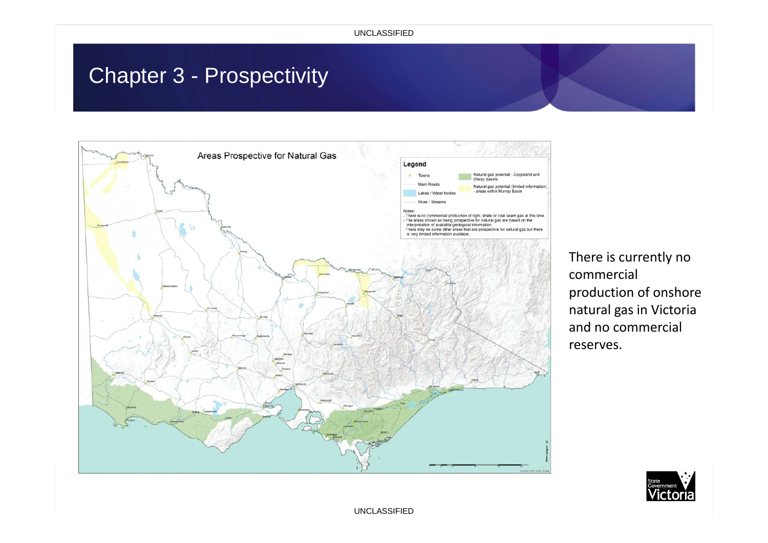# Chapter 3 - Prospectivity

There is currently no commercial production of onshore natural gas in Victoria and no commercial reserves.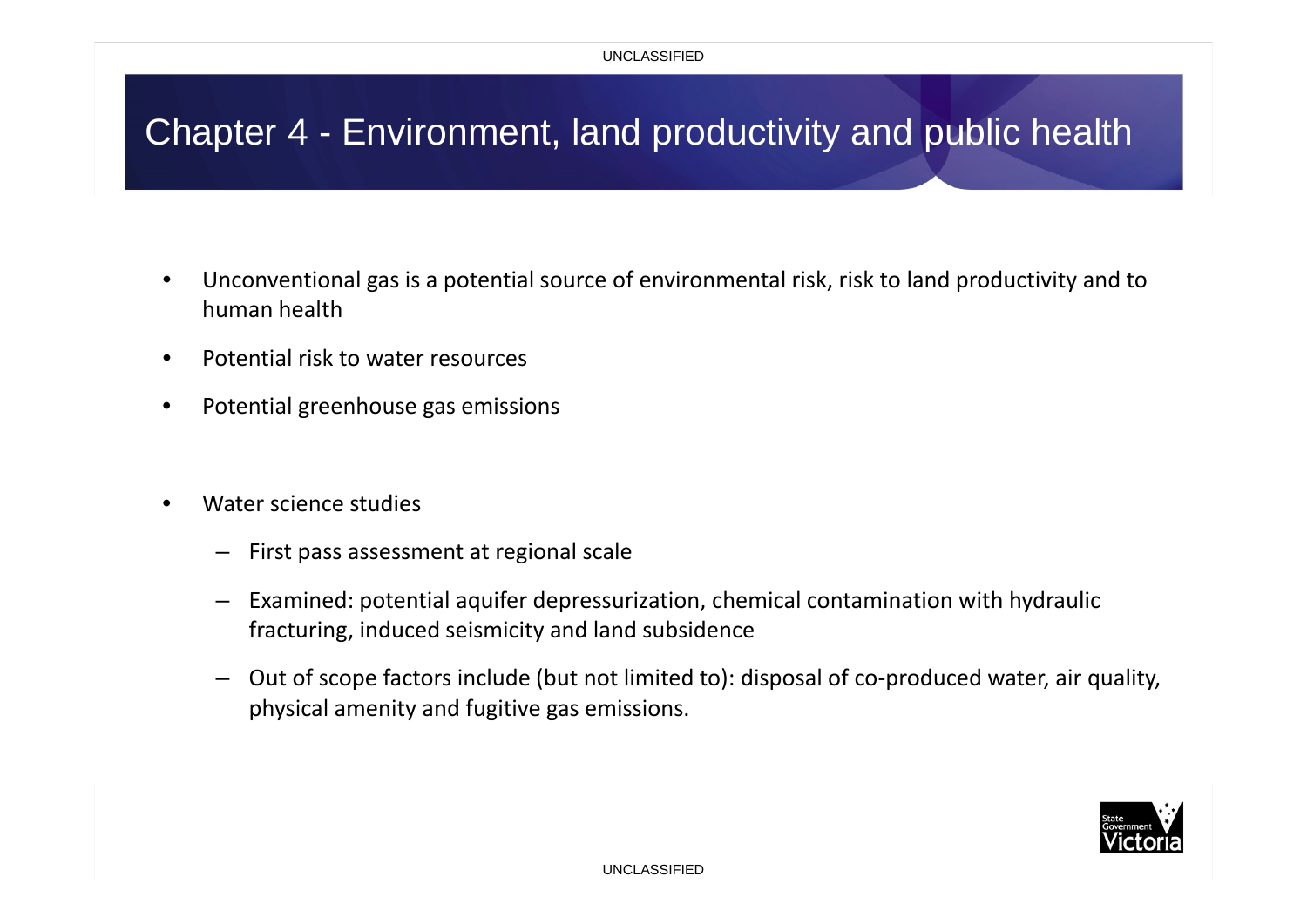# Chapter 4 - Environment, land productivity and public health

- Unconventional gas is a potential source of environmental risk, risk to land productivity and to human health
- Potential risk to water resources
- Potential greenhouse gas emissions

- Water science studies
  - First pass assessment at regional scale
  - Examined: potential aquifer depressurization, chemical contamination with hydraulic fracturing, induced seismicity and land subsidence
  - Out of scope factors include (but not limited to): disposal of co-produced water, air quality, physical amenity and fugitive gas emissions.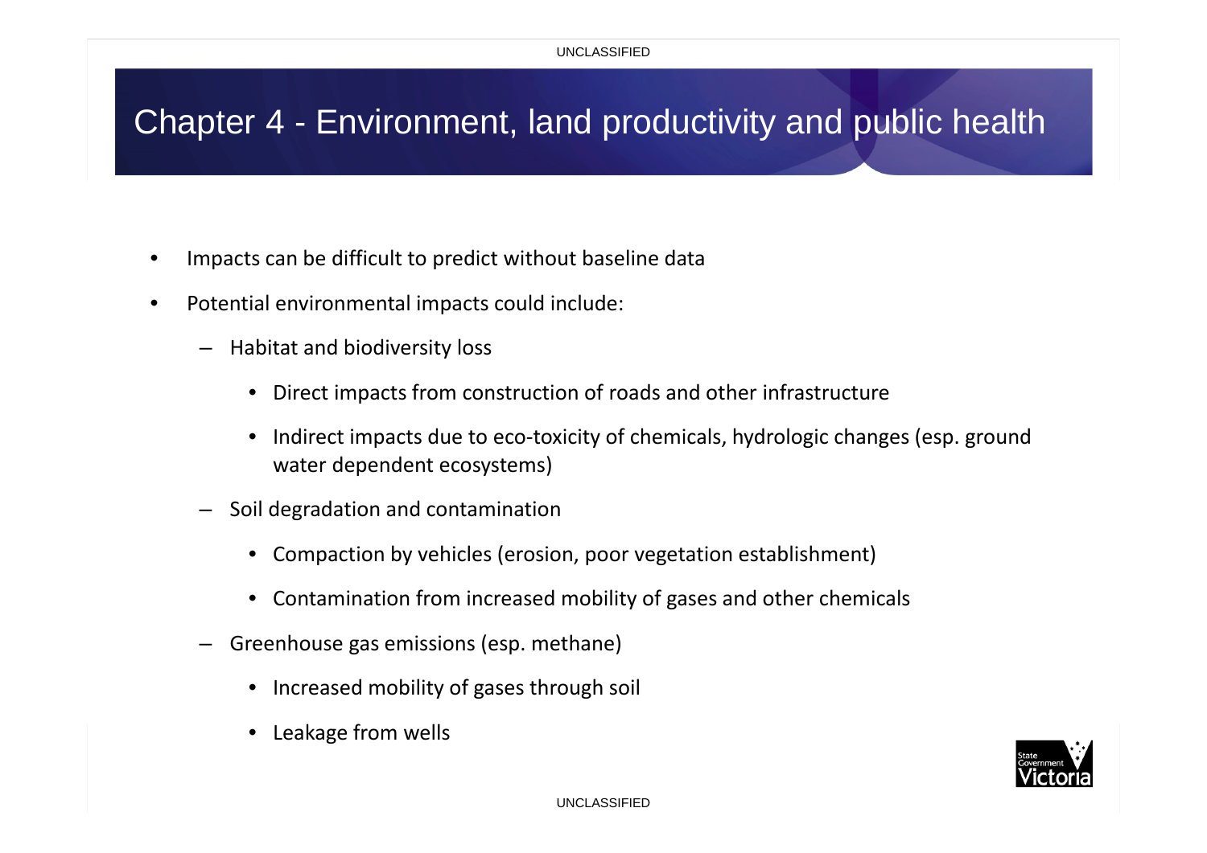# Chapter 4 - Environment, land productivity and public health

- Impacts can be difficult to predict without baseline data
- Potential environmental impacts could include:
  - Habitat and biodiversity loss
    - Direct impacts from construction of roads and other infrastructure
    - Indirect impacts due to eco-toxicity of chemicals, hydrologic changes (esp. ground water dependent ecosystems)
  - Soil degradation and contamination
    - Compaction by vehicles (erosion, poor vegetation establishment)
    - Contamination from increased mobility of gases and other chemicals
  - Greenhouse gas emissions (esp. methane)
    - Increased mobility of gases through soil
    - Leakage from wells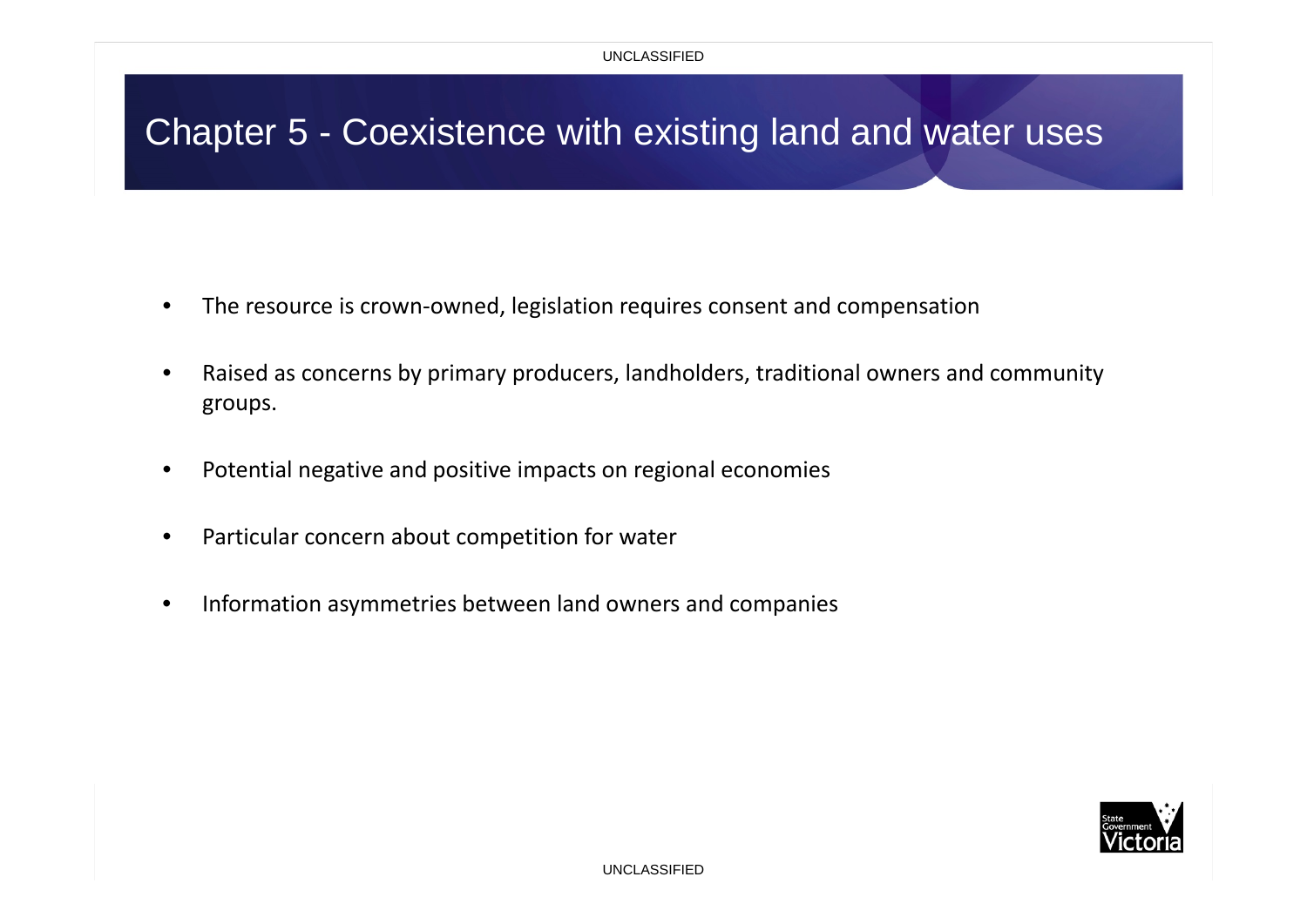# Chapter 5 - Coexistence with existing land and water uses

- The resource is crown-owned, legislation requires consent and compensation
- Raised as concerns by primary producers, landholders, traditional owners and community groups.
- Potential negative and positive impacts on regional economies
- Particular concern about competition for water
- Information asymmetries between land owners and companies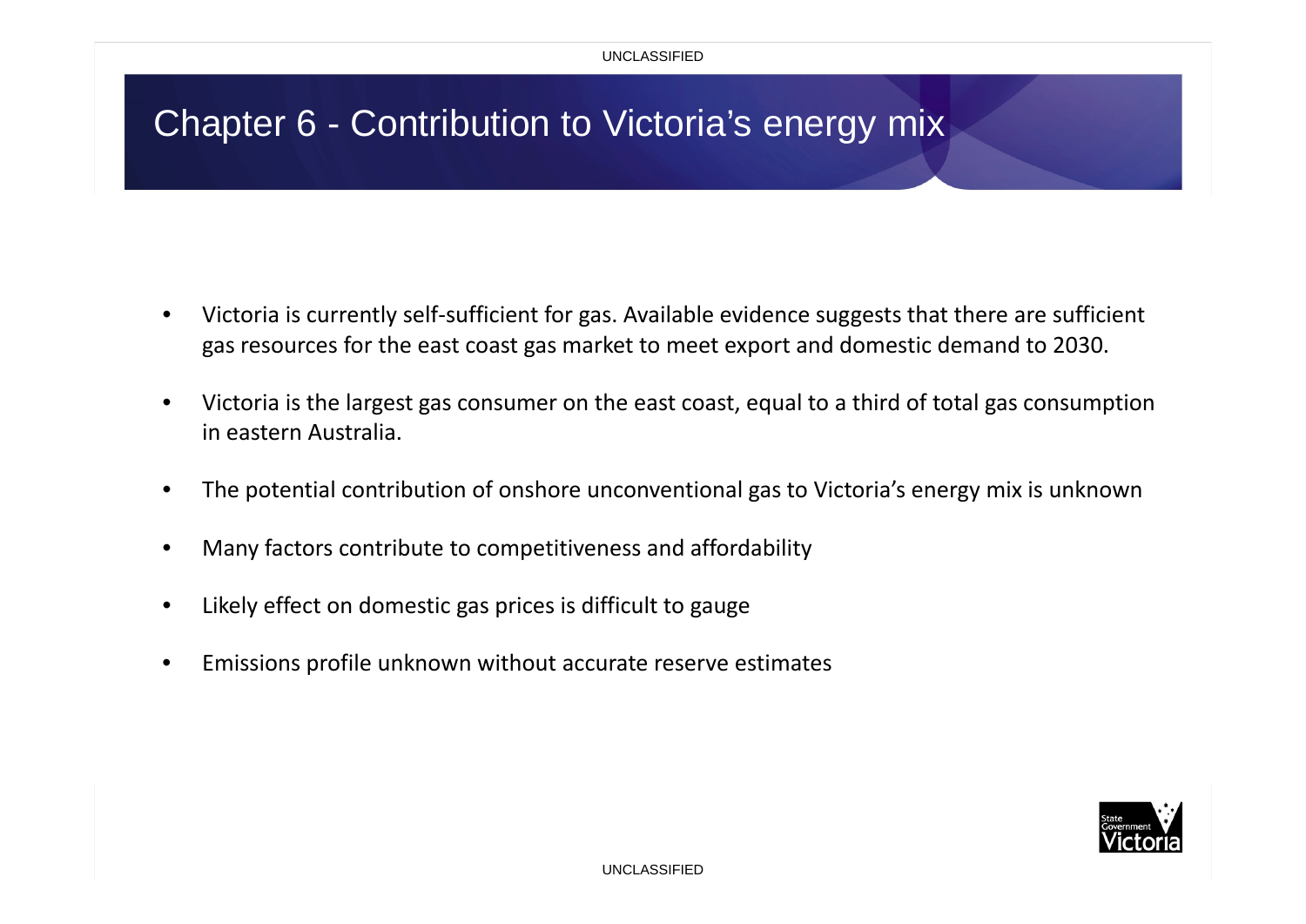# Chapter 6 - Contribution to Victoria's energy mix

- Victoria is currently self-sufficient for gas. Available evidence suggests that there are sufficient gas resources for the east coast gas market to meet export and domestic demand to 2030.
- Victoria is the largest gas consumer on the east coast, equal to a third of total gas consumption in eastern Australia.
- The potential contribution of onshore unconventional gas to Victoria's energy mix is unknown
- Many factors contribute to competitiveness and affordability
- Likely effect on domestic gas prices is difficult to gauge
- Emissions profile unknown without accurate reserve estimates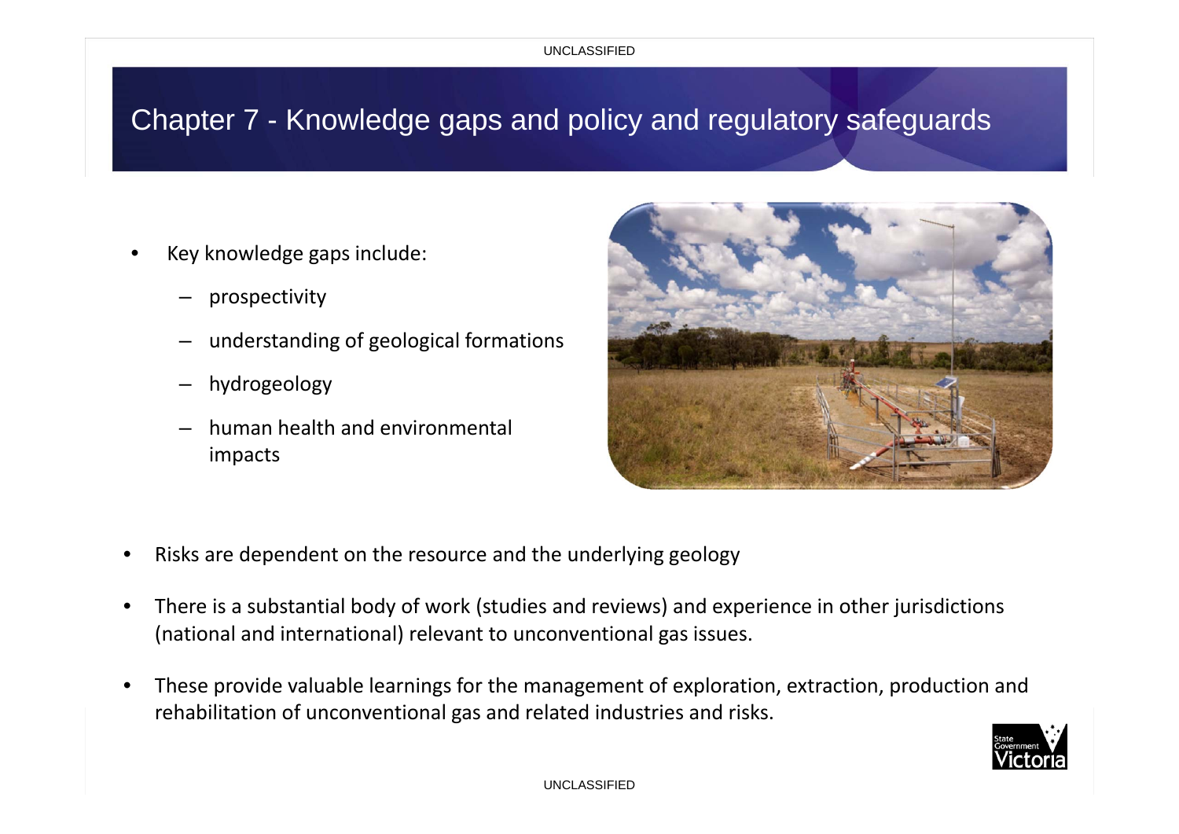# Chapter 7 - Knowledge gaps and policy and regulatory safeguards

- Key knowledge gaps include:
  - prospectivity
  - understanding of geological formations
  - hydrogeology
  - human health and environmental impacts

- Risks are dependent on the resource and the underlying geology
- There is a substantial body of work (studies and reviews) and experience in other jurisdictions (national and international) relevant to unconventional gas issues.
- These provide valuable learnings for the management of exploration, extraction, production and rehabilitation of unconventional gas and related industries and risks.